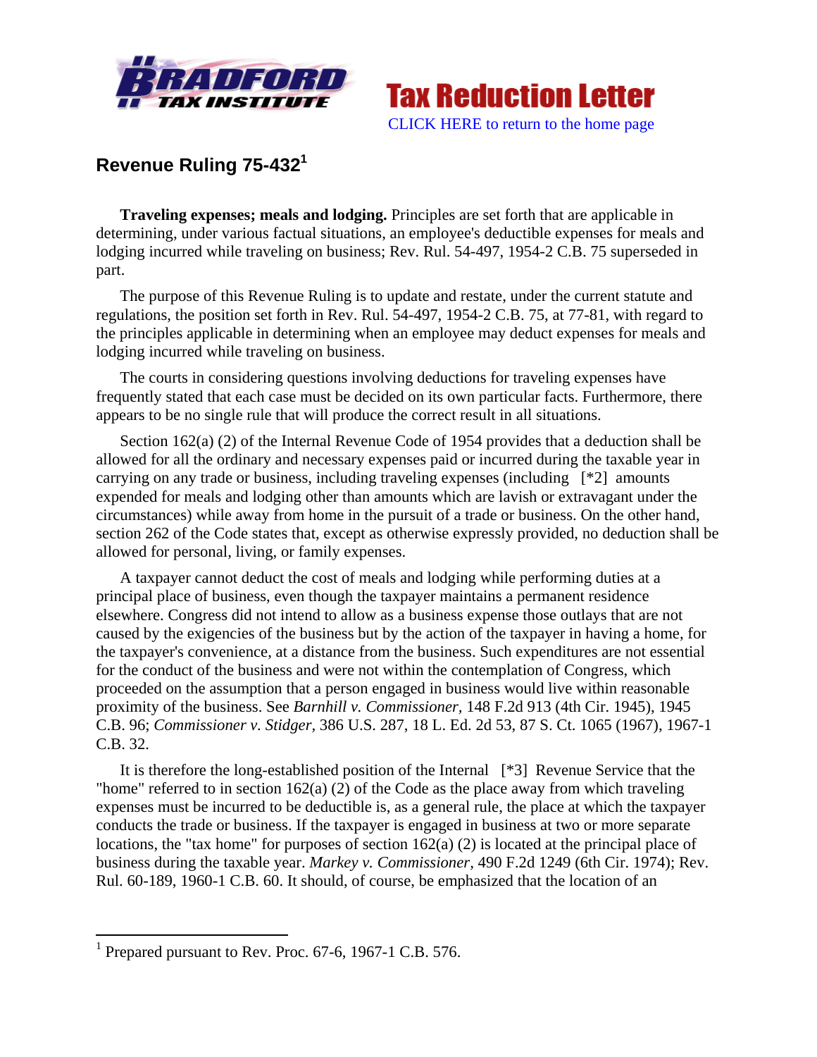# Revenue Ruling 75-432[1]

**Traveling expenses; meals and lodging.** Principles are set forth that are applicable in determining, under various factual situations, an employee's deductible expenses for meals and lodging incurred while traveling on business; Rev. Rul. 54-497, 1954-2 C.B. 75 superseded in part.

The purpose of this Revenue Ruling is to update and restate, under the current statute and regulations, the position set forth in Rev. Rul. 54-497, 1954-2 C.B. 75, at 77-81, with regard to the principles applicable in determining when an employee may deduct expenses for meals and lodging incurred while traveling on business.

The courts in considering questions involving deductions for traveling expenses have frequently stated that each case must be decided on its own particular facts. Furthermore, there appears to be no single rule that will produce the correct result in all situations.

Section 162(a) (2) of the Internal Revenue Code of 1954 provides that a deduction shall be allowed for all the ordinary and necessary expenses paid or incurred during the taxable year in carrying on any trade or business, including traveling expenses (including [*2] amounts expended for meals and lodging other than amounts which are lavish or extravagant under the circumstances) while away from home in the pursuit of a trade or business. On the other hand, section 262 of the Code states that, except as otherwise expressly provided, no deduction shall be allowed for personal, living, or family expenses.

A taxpayer cannot deduct the cost of meals and lodging while performing duties at a principal place of business, even though the taxpayer maintains a permanent residence elsewhere. Congress did not intend to allow as a business expense those outlays that are not caused by the exigencies of the business but by the action of the taxpayer in having a home, for the taxpayer's convenience, at a distance from the business. Such expenditures are not essential for the conduct of the business and were not within the contemplation of Congress, which proceeded on the assumption that a person engaged in business would live within reasonable proximity of the business. See *Barnhill v. Commissioner*, 148 F.2d 913 (4th Cir. 1945), 1945 C.B. 96; *Commissioner v. Stidger*, 386 U.S. 287, 18 L. Ed. 2d 53, 87 S. Ct. 1065 (1967), 1967-1 C.B. 32.

It is therefore the long-established position of the Internal [*3] Revenue Service that the "home" referred to in section 162(a) (2) of the Code as the place away from which traveling expenses must be incurred to be deductible is, as a general rule, the place at which the taxpayer conducts the trade or business. If the taxpayer is engaged in business at two or more separate locations, the "tax home" for purposes of section 162(a) (2) is located at the principal place of business during the taxable year. *Markey v. Commissioner*, 490 F.2d 1249 (6th Cir. 1974); Rev. Rul. 60-189, 1960-1 C.B. 60. It should, of course, be emphasized that the location of an

[1] Prepared pursuant to Rev. Proc. 67-6, 1967-1 C.B. 576.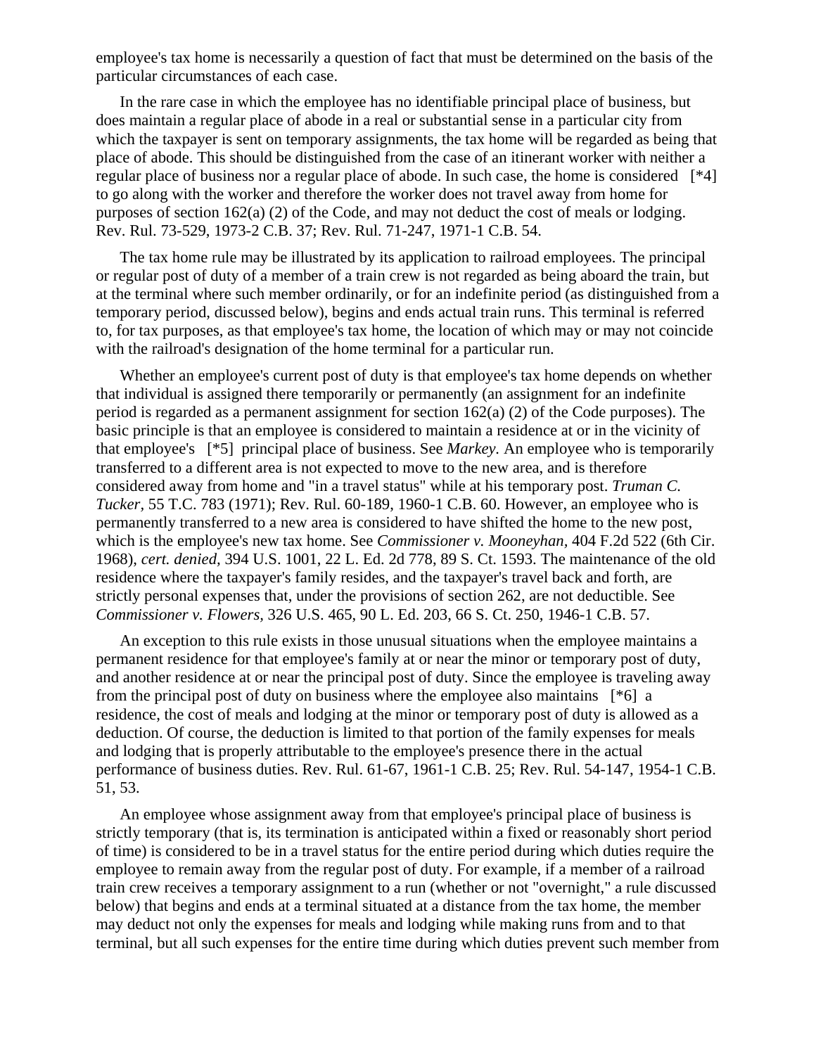employee's tax home is necessarily a question of fact that must be determined on the basis of the particular circumstances of each case.

In the rare case in which the employee has no identifiable principal place of business, but does maintain a regular place of abode in a real or substantial sense in a particular city from which the taxpayer is sent on temporary assignments, the tax home will be regarded as being that place of abode. This should be distinguished from the case of an itinerant worker with neither a regular place of business nor a regular place of abode. In such case, the home is considered [*4] to go along with the worker and therefore the worker does not travel away from home for purposes of section 162(a) (2) of the Code, and may not deduct the cost of meals or lodging. Rev. Rul. 73-529, 1973-2 C.B. 37; Rev. Rul. 71-247, 1971-1 C.B. 54.

The tax home rule may be illustrated by its application to railroad employees. The principal or regular post of duty of a member of a train crew is not regarded as being aboard the train, but at the terminal where such member ordinarily, or for an indefinite period (as distinguished from a temporary period, discussed below), begins and ends actual train runs. This terminal is referred to, for tax purposes, as that employee's tax home, the location of which may or may not coincide with the railroad's designation of the home terminal for a particular run.

Whether an employee's current post of duty is that employee's tax home depends on whether that individual is assigned there temporarily or permanently (an assignment for an indefinite period is regarded as a permanent assignment for section 162(a) (2) of the Code purposes). The basic principle is that an employee is considered to maintain a residence at or in the vicinity of that employee's [*5] principal place of business. See *Markey.* An employee who is temporarily transferred to a different area is not expected to move to the new area, and is therefore considered away from home and "in a travel status" while at his temporary post. *Truman C. Tucker,* 55 T.C. 783 (1971); Rev. Rul. 60-189, 1960-1 C.B. 60. However, an employee who is permanently transferred to a new area is considered to have shifted the home to the new post, which is the employee's new tax home. See *Commissioner v. Mooneyhan*, 404 F.2d 522 (6th Cir. 1968), *cert. denied*, 394 U.S. 1001, 22 L. Ed. 2d 778, 89 S. Ct. 1593. The maintenance of the old residence where the taxpayer's family resides, and the taxpayer's travel back and forth, are strictly personal expenses that, under the provisions of section 262, are not deductible. See *Commissioner v. Flowers,* 326 U.S. 465, 90 L. Ed. 203, 66 S. Ct. 250, 1946-1 C.B. 57.

An exception to this rule exists in those unusual situations when the employee maintains a permanent residence for that employee's family at or near the minor or temporary post of duty, and another residence at or near the principal post of duty. Since the employee is traveling away from the principal post of duty on business where the employee also maintains [*6] a residence, the cost of meals and lodging at the minor or temporary post of duty is allowed as a deduction. Of course, the deduction is limited to that portion of the family expenses for meals and lodging that is properly attributable to the employee's presence there in the actual performance of business duties. Rev. Rul. 61-67, 1961-1 C.B. 25; Rev. Rul. 54-147, 1954-1 C.B. 51, 53.

An employee whose assignment away from that employee's principal place of business is strictly temporary (that is, its termination is anticipated within a fixed or reasonably short period of time) is considered to be in a travel status for the entire period during which duties require the employee to remain away from the regular post of duty. For example, if a member of a railroad train crew receives a temporary assignment to a run (whether or not "overnight," a rule discussed below) that begins and ends at a terminal situated at a distance from the tax home, the member may deduct not only the expenses for meals and lodging while making runs from and to that terminal, but all such expenses for the entire time during which duties prevent such member from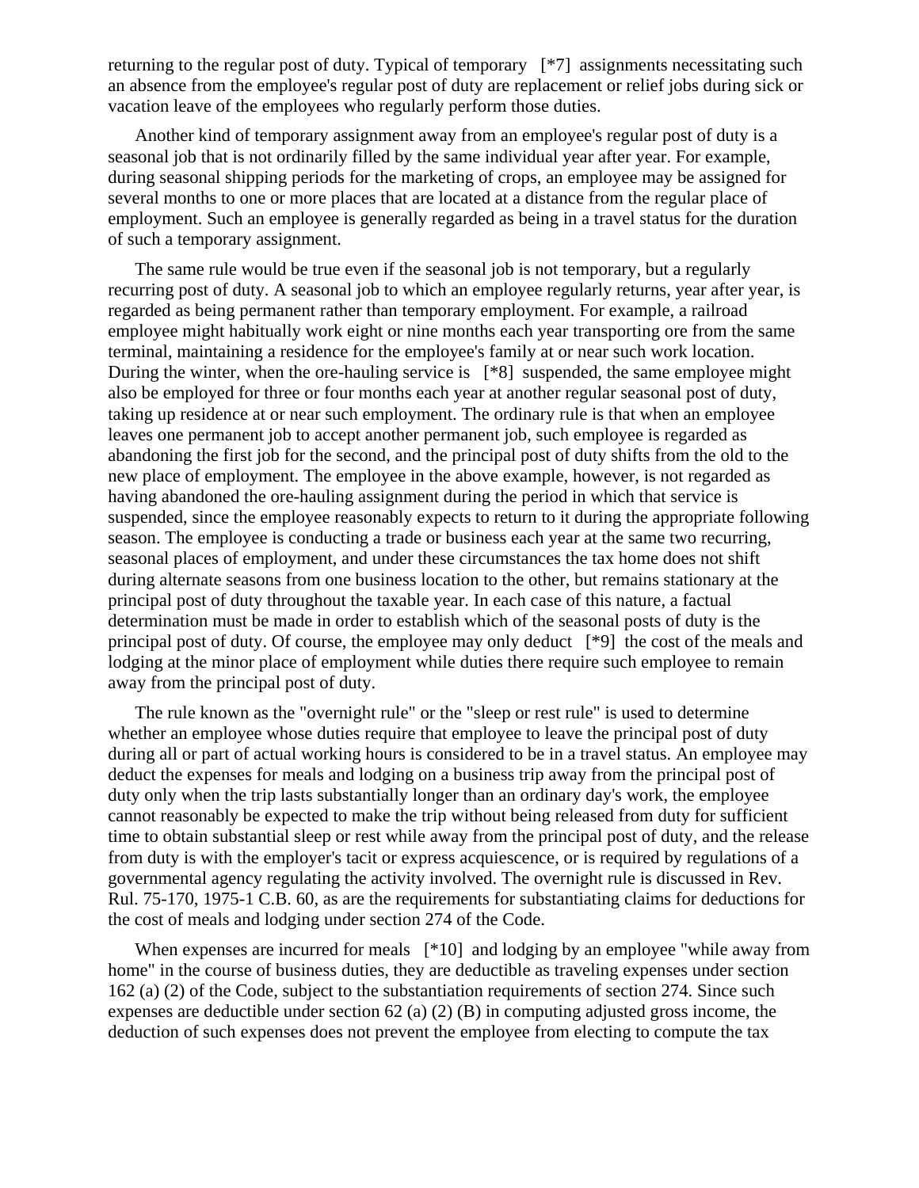returning to the regular post of duty. Typical of temporary [*7] assignments necessitating such an absence from the employee's regular post of duty are replacement or relief jobs during sick or vacation leave of the employees who regularly perform those duties.

Another kind of temporary assignment away from an employee's regular post of duty is a seasonal job that is not ordinarily filled by the same individual year after year. For example, during seasonal shipping periods for the marketing of crops, an employee may be assigned for several months to one or more places that are located at a distance from the regular place of employment. Such an employee is generally regarded as being in a travel status for the duration of such a temporary assignment.

The same rule would be true even if the seasonal job is not temporary, but a regularly recurring post of duty. A seasonal job to which an employee regularly returns, year after year, is regarded as being permanent rather than temporary employment. For example, a railroad employee might habitually work eight or nine months each year transporting ore from the same terminal, maintaining a residence for the employee's family at or near such work location. During the winter, when the ore-hauling service is [*8] suspended, the same employee might also be employed for three or four months each year at another regular seasonal post of duty, taking up residence at or near such employment. The ordinary rule is that when an employee leaves one permanent job to accept another permanent job, such employee is regarded as abandoning the first job for the second, and the principal post of duty shifts from the old to the new place of employment. The employee in the above example, however, is not regarded as having abandoned the ore-hauling assignment during the period in which that service is suspended, since the employee reasonably expects to return to it during the appropriate following season. The employee is conducting a trade or business each year at the same two recurring, seasonal places of employment, and under these circumstances the tax home does not shift during alternate seasons from one business location to the other, but remains stationary at the principal post of duty throughout the taxable year. In each case of this nature, a factual determination must be made in order to establish which of the seasonal posts of duty is the principal post of duty. Of course, the employee may only deduct [*9] the cost of the meals and lodging at the minor place of employment while duties there require such employee to remain away from the principal post of duty.

The rule known as the "overnight rule" or the "sleep or rest rule" is used to determine whether an employee whose duties require that employee to leave the principal post of duty during all or part of actual working hours is considered to be in a travel status. An employee may deduct the expenses for meals and lodging on a business trip away from the principal post of duty only when the trip lasts substantially longer than an ordinary day's work, the employee cannot reasonably be expected to make the trip without being released from duty for sufficient time to obtain substantial sleep or rest while away from the principal post of duty, and the release from duty is with the employer's tacit or express acquiescence, or is required by regulations of a governmental agency regulating the activity involved. The overnight rule is discussed in Rev. Rul. 75-170, 1975-1 C.B. 60, as are the requirements for substantiating claims for deductions for the cost of meals and lodging under section 274 of the Code.

When expenses are incurred for meals [*10] and lodging by an employee "while away from home" in the course of business duties, they are deductible as traveling expenses under section 162 (a) (2) of the Code, subject to the substantiation requirements of section 274. Since such expenses are deductible under section 62 (a) (2) (B) in computing adjusted gross income, the deduction of such expenses does not prevent the employee from electing to compute the tax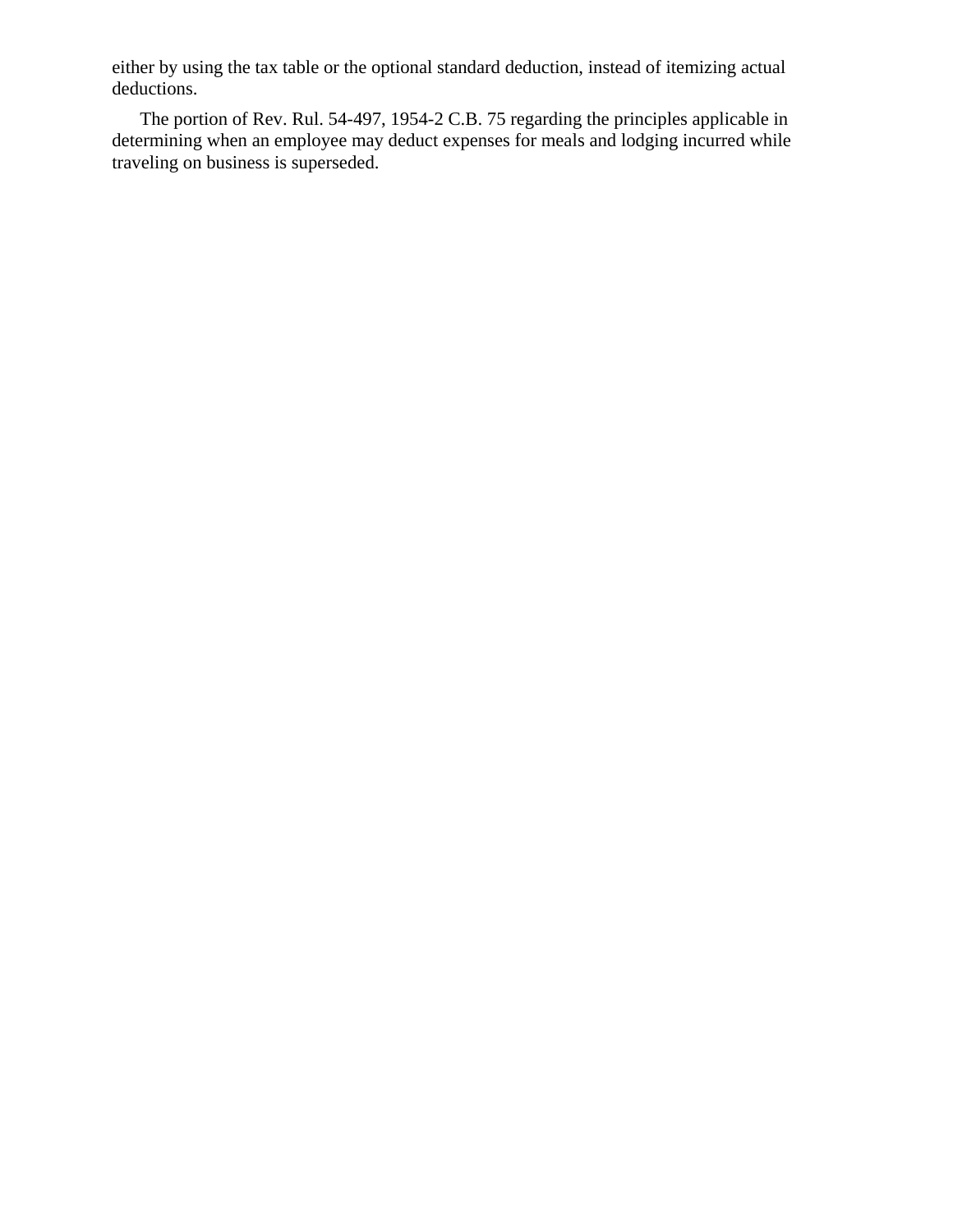either by using the tax table or the optional standard deduction, instead of itemizing actual deductions.

The portion of Rev. Rul. 54-497, 1954-2 C.B. 75 regarding the principles applicable in determining when an employee may deduct expenses for meals and lodging incurred while traveling on business is superseded.